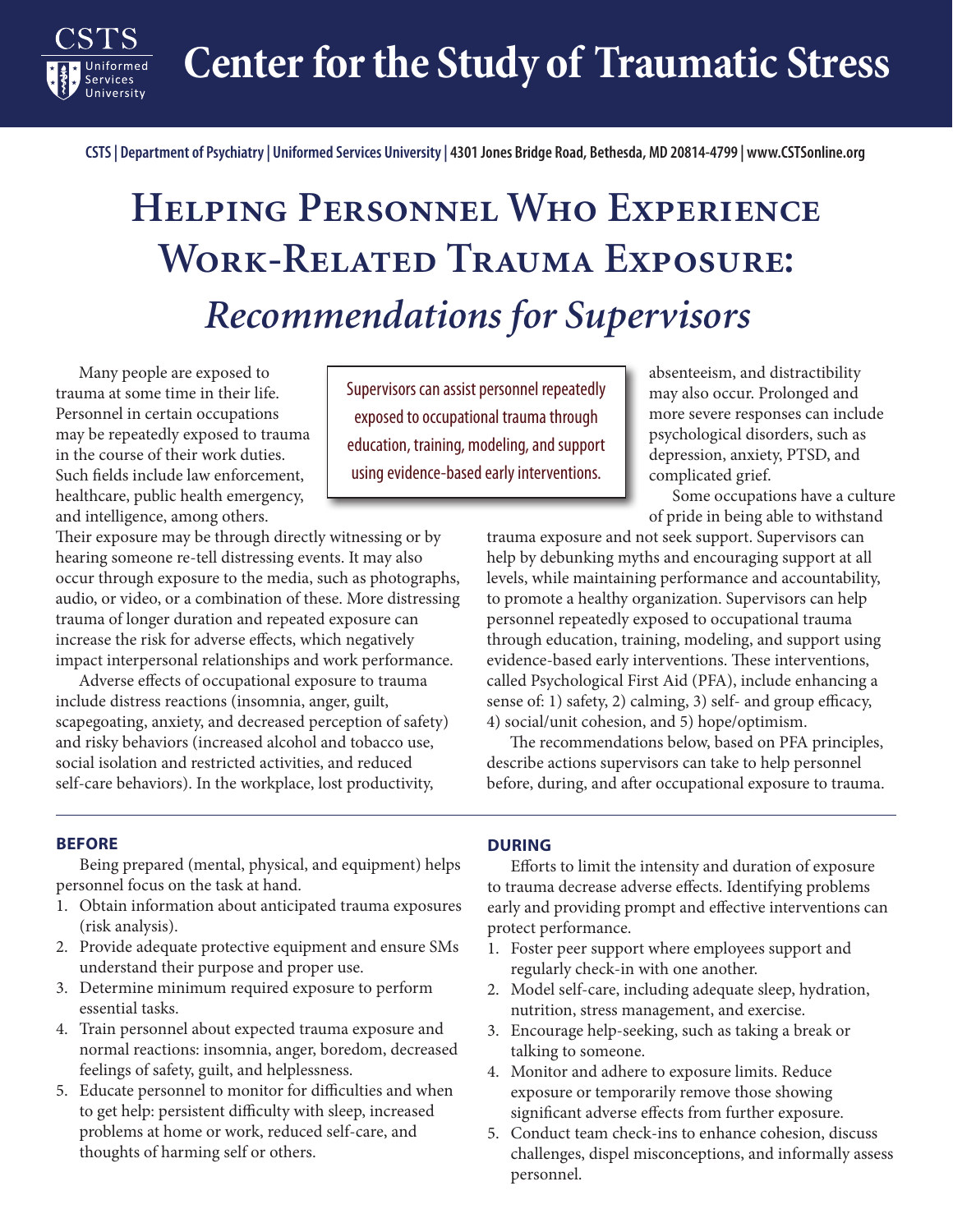# Center for the Study of Traumatic Stress

CSTS | Department of Psychiatry | Uniformed Services University | 4301 Jones Bridge Road, Bethesda, MD 20814-4799 | www.CSTSonline.org

# Helping Personnel Who Experience Work-Related Trauma Exposure: *Recommendations for Supervisors*

> Supervisors can assist personnel repeatedly exposed to occupational trauma through education, training, modeling, and support using evidence-based early interventions.

Many people are exposed to trauma at some time in their life. Personnel in certain occupations may be repeatedly exposed to trauma in the course of their work duties. Such fields include law enforcement, healthcare, public health emergency, and intelligence, among others. Their exposure may be through directly witnessing or by hearing someone re-tell distressing events. It may also occur through exposure to the media, such as photographs, audio, or video, or a combination of these. More distressing trauma of longer duration and repeated exposure can increase the risk for adverse effects, which negatively impact interpersonal relationships and work performance.

Adverse effects of occupational exposure to trauma include distress reactions (insomnia, anger, guilt, scapegoating, anxiety, and decreased perception of safety) and risky behaviors (increased alcohol and tobacco use, social isolation and restricted activities, and reduced self-care behaviors). In the workplace, lost productivity, absenteeism, and distractibility may also occur. Prolonged and more severe responses can include psychological disorders, such as depression, anxiety, PTSD, and complicated grief.

Some occupations have a culture of pride in being able to withstand trauma exposure and not seek support. Supervisors can help by debunking myths and encouraging support at all levels, while maintaining performance and accountability, to promote a healthy organization. Supervisors can help personnel repeatedly exposed to occupational trauma through education, training, modeling, and support using evidence-based early interventions. These interventions, called Psychological First Aid (PFA), include enhancing a sense of: 1) safety, 2) calming, 3) self- and group efficacy, 4) social/unit cohesion, and 5) hope/optimism.

The recommendations below, based on PFA principles, describe actions supervisors can take to help personnel before, during, and after occupational exposure to trauma.

## BEFORE

Being prepared (mental, physical, and equipment) helps personnel focus on the task at hand.

1. Obtain information about anticipated trauma exposures (risk analysis).
2. Provide adequate protective equipment and ensure SMs understand their purpose and proper use.
3. Determine minimum required exposure to perform essential tasks.
4. Train personnel about expected trauma exposure and normal reactions: insomnia, anger, boredom, decreased feelings of safety, guilt, and helplessness.
5. Educate personnel to monitor for difficulties and when to get help: persistent difficulty with sleep, increased problems at home or work, reduced self-care, and thoughts of harming self or others.

## DURING

Efforts to limit the intensity and duration of exposure to trauma decrease adverse effects. Identifying problems early and providing prompt and effective interventions can protect performance.

1. Foster peer support where employees support and regularly check-in with one another.
2. Model self-care, including adequate sleep, hydration, nutrition, stress management, and exercise.
3. Encourage help-seeking, such as taking a break or talking to someone.
4. Monitor and adhere to exposure limits. Reduce exposure or temporarily remove those showing significant adverse effects from further exposure.
5. Conduct team check-ins to enhance cohesion, discuss challenges, dispel misconceptions, and informally assess personnel.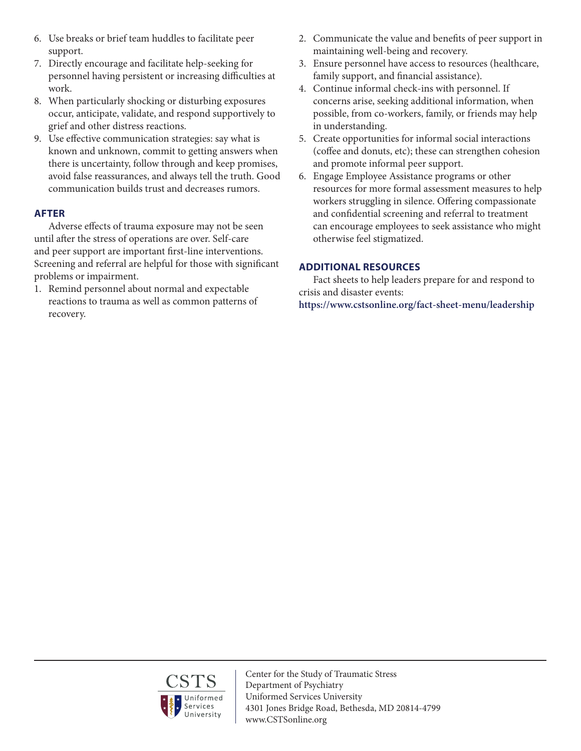6. Use breaks or brief team huddles to facilitate peer support.
7. Directly encourage and facilitate help-seeking for personnel having persistent or increasing difficulties at work.
8. When particularly shocking or disturbing exposures occur, anticipate, validate, and respond supportively to grief and other distress reactions.
9. Use effective communication strategies: say what is known and unknown, commit to getting answers when there is uncertainty, follow through and keep promises, avoid false reassurances, and always tell the truth. Good communication builds trust and decreases rumors.

## AFTER

Adverse effects of trauma exposure may not be seen until after the stress of operations are over. Self-care and peer support are important first-line interventions. Screening and referral are helpful for those with significant problems or impairment.

1. Remind personnel about normal and expectable reactions to trauma as well as common patterns of recovery.
2. Communicate the value and benefits of peer support in maintaining well-being and recovery.
3. Ensure personnel have access to resources (healthcare, family support, and financial assistance).
4. Continue informal check-ins with personnel. If concerns arise, seeking additional information, when possible, from co-workers, family, or friends may help in understanding.
5. Create opportunities for informal social interactions (coffee and donuts, etc); these can strengthen cohesion and promote informal peer support.
6. Engage Employee Assistance programs or other resources for more formal assessment measures to help workers struggling in silence. Offering compassionate and confidential screening and referral to treatment can encourage employees to seek assistance who might otherwise feel stigmatized.

## ADDITIONAL RESOURCES

Fact sheets to help leaders prepare for and respond to crisis and disaster events:
**https://www.cstsonline.org/fact-sheet-menu/leadership**

CSTS
Uniformed Services University

Center for the Study of Traumatic Stress
Department of Psychiatry
Uniformed Services University
4301 Jones Bridge Road, Bethesda, MD 20814-4799
www.CSTSonline.org